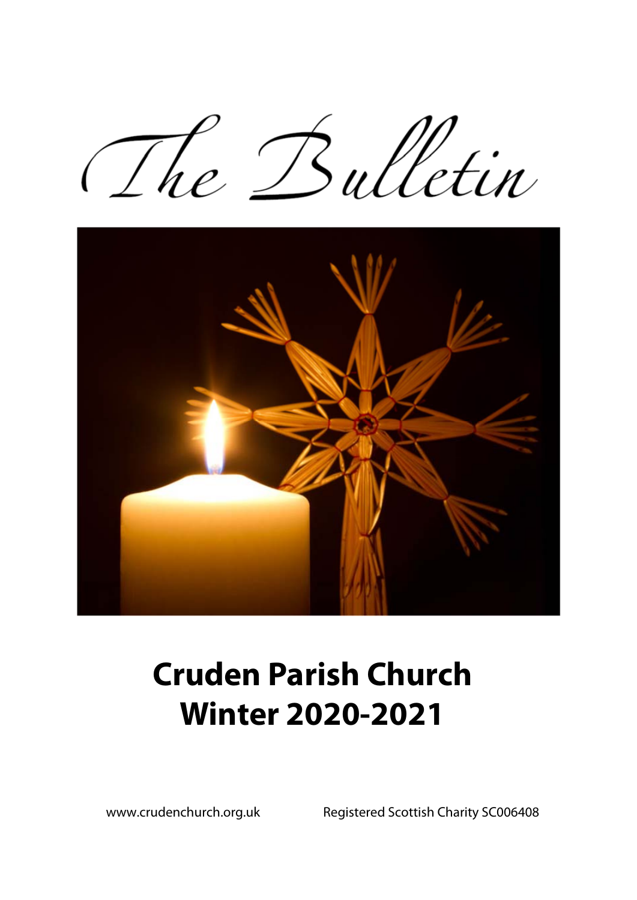# The Bulletin

# Cruden Parish Church
# Winter 2020-2021

www.crudenchurch.org.uk

Registered Scottish Charity SC006408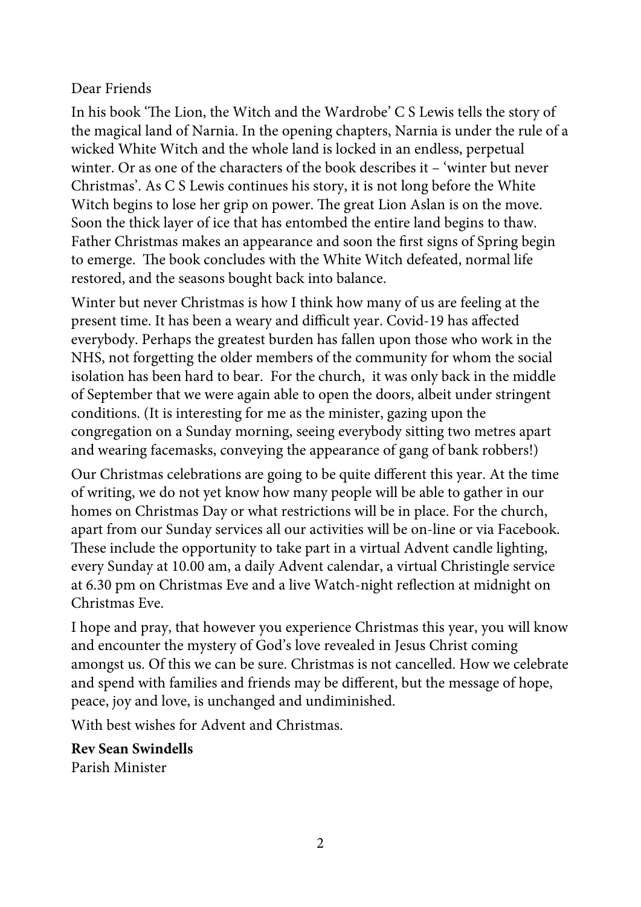Dear Friends

In his book 'The Lion, the Witch and the Wardrobe' C S Lewis tells the story of the magical land of Narnia. In the opening chapters, Narnia is under the rule of a wicked White Witch and the whole land is locked in an endless, perpetual winter. Or as one of the characters of the book describes it – 'winter but never Christmas'. As C S Lewis continues his story, it is not long before the White Witch begins to lose her grip on power. The great Lion Aslan is on the move. Soon the thick layer of ice that has entombed the entire land begins to thaw. Father Christmas makes an appearance and soon the first signs of Spring begin to emerge. The book concludes with the White Witch defeated, normal life restored, and the seasons bought back into balance.

Winter but never Christmas is how I think how many of us are feeling at the present time. It has been a weary and difficult year. Covid-19 has affected everybody. Perhaps the greatest burden has fallen upon those who work in the NHS, not forgetting the older members of the community for whom the social isolation has been hard to bear. For the church, it was only back in the middle of September that we were again able to open the doors, albeit under stringent conditions. (It is interesting for me as the minister, gazing upon the congregation on a Sunday morning, seeing everybody sitting two metres apart and wearing facemasks, conveying the appearance of gang of bank robbers!)

Our Christmas celebrations are going to be quite different this year. At the time of writing, we do not yet know how many people will be able to gather in our homes on Christmas Day or what restrictions will be in place. For the church, apart from our Sunday services all our activities will be on-line or via Facebook. These include the opportunity to take part in a virtual Advent candle lighting, every Sunday at 10.00 am, a daily Advent calendar, a virtual Christingle service at 6.30 pm on Christmas Eve and a live Watch-night reflection at midnight on Christmas Eve.

I hope and pray, that however you experience Christmas this year, you will know and encounter the mystery of God's love revealed in Jesus Christ coming amongst us. Of this we can be sure. Christmas is not cancelled. How we celebrate and spend with families and friends may be different, but the message of hope, peace, joy and love, is unchanged and undiminished.

With best wishes for Advent and Christmas.

**Rev Sean Swindells**
Parish Minister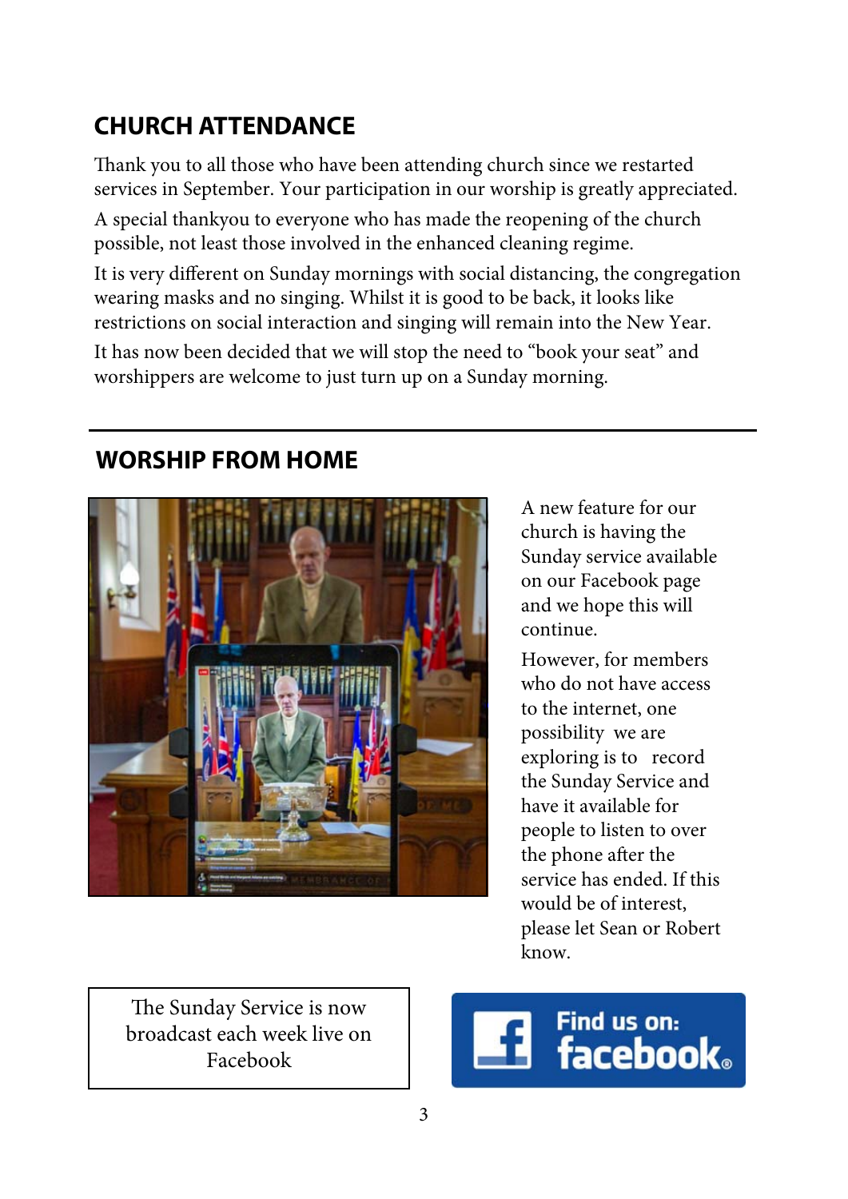## CHURCH ATTENDANCE

Thank you to all those who have been attending church since we restarted services in September. Your participation in our worship is greatly appreciated.

A special thankyou to everyone who has made the reopening of the church possible, not least those involved in the enhanced cleaning regime.

It is very different on Sunday mornings with social distancing, the congregation wearing masks and no singing. Whilst it is good to be back, it looks like restrictions on social interaction and singing will remain into the New Year.

It has now been decided that we will stop the need to "book your seat" and worshippers are welcome to just turn up on a Sunday morning.

---

## WORSHIP FROM HOME

A new feature for our church is having the Sunday service available on our Facebook page and we hope this will continue.

However, for members who do not have access to the internet, one possibility we are exploring is to record the Sunday Service and have it available for people to listen to over the phone after the service has ended. If this would be of interest, please let Sean or Robert know.

The Sunday Service is now broadcast each week live on Facebook

Find us on: facebook.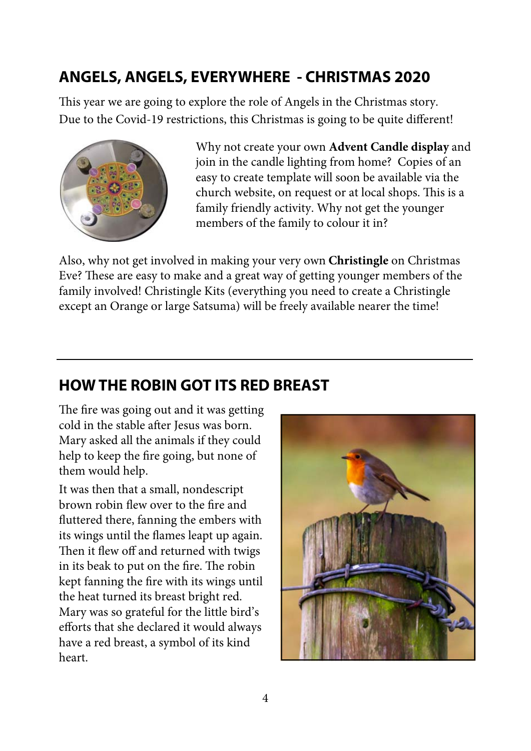## ANGELS, ANGELS, EVERYWHERE - CHRISTMAS 2020

This year we are going to explore the role of Angels in the Christmas story. Due to the Covid-19 restrictions, this Christmas is going to be quite different!

Why not create your own **Advent Candle display** and join in the candle lighting from home? Copies of an easy to create template will soon be available via the church website, on request or at local shops. This is a family friendly activity. Why not get the younger members of the family to colour it in?

Also, why not get involved in making your very own **Christingle** on Christmas Eve? These are easy to make and a great way of getting younger members of the family involved! Christingle Kits (everything you need to create a Christingle except an Orange or large Satsuma) will be freely available nearer the time!

---

## HOW THE ROBIN GOT ITS RED BREAST

The fire was going out and it was getting cold in the stable after Jesus was born. Mary asked all the animals if they could help to keep the fire going, but none of them would help.

It was then that a small, nondescript brown robin flew over to the fire and fluttered there, fanning the embers with its wings until the flames leapt up again. Then it flew off and returned with twigs in its beak to put on the fire. The robin kept fanning the fire with its wings until the heat turned its breast bright red. Mary was so grateful for the little bird's efforts that she declared it would always have a red breast, a symbol of its kind heart.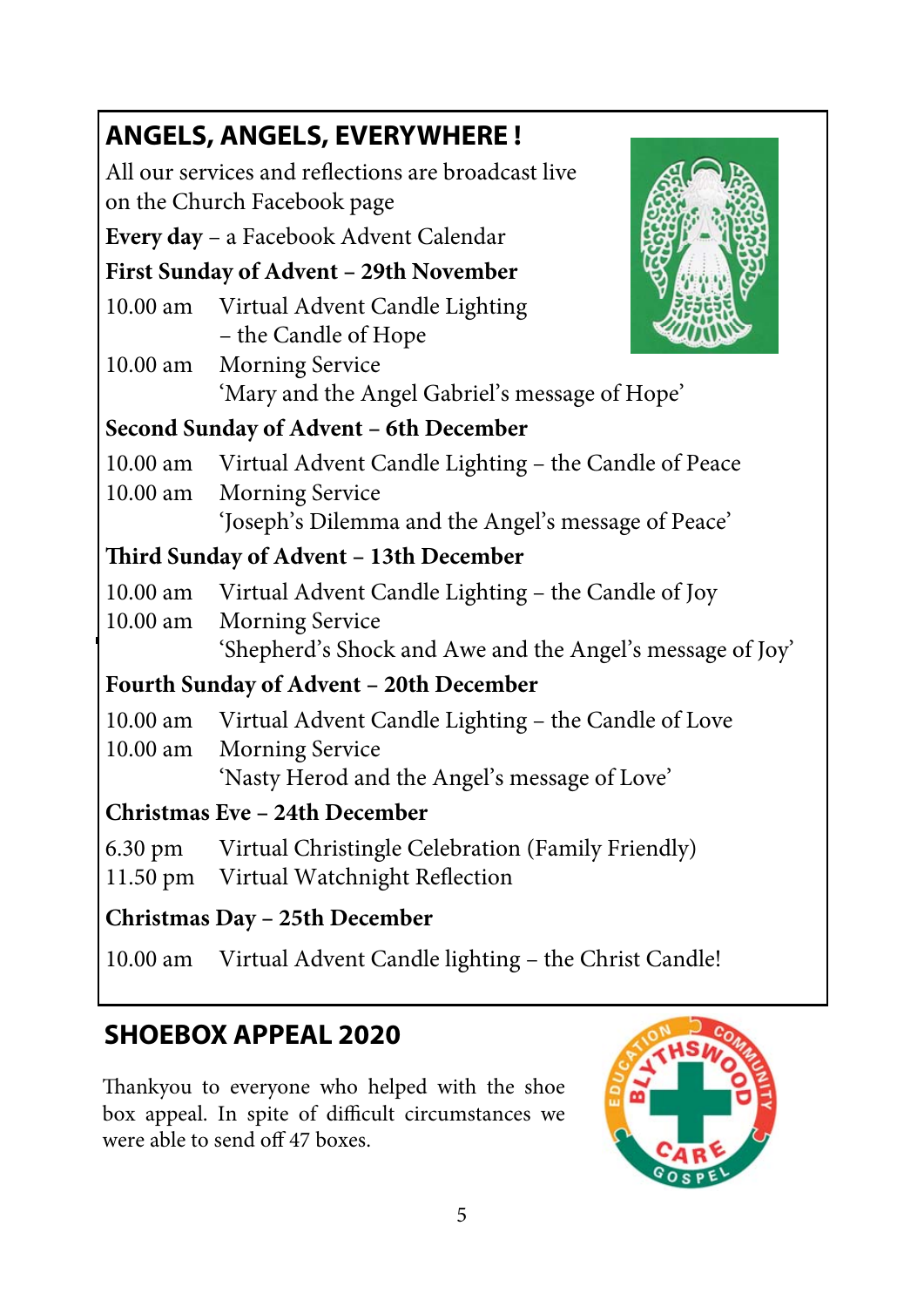## ANGELS, ANGELS, EVERYWHERE !

All our services and reflections are broadcast live on the Church Facebook page

**Every day** – a Facebook Advent Calendar

**First Sunday of Advent – 29th November**

10.00 am Virtual Advent Candle Lighting – the Candle of Hope

10.00 am Morning Service
'Mary and the Angel Gabriel's message of Hope'

**Second Sunday of Advent – 6th December**

10.00 am Virtual Advent Candle Lighting – the Candle of Peace

10.00 am Morning Service
'Joseph's Dilemma and the Angel's message of Peace'

**Third Sunday of Advent – 13th December**

10.00 am Virtual Advent Candle Lighting – the Candle of Joy

10.00 am Morning Service
'Shepherd's Shock and Awe and the Angel's message of Joy'

**Fourth Sunday of Advent – 20th December**

10.00 am Virtual Advent Candle Lighting – the Candle of Love

10.00 am Morning Service
'Nasty Herod and the Angel's message of Love'

**Christmas Eve – 24th December**

6.30 pm Virtual Christingle Celebration (Family Friendly)

11.50 pm Virtual Watchnight Reflection

**Christmas Day – 25th December**

10.00 am Virtual Advent Candle lighting – the Christ Candle!

## SHOEBOX APPEAL 2020

Thankyou to everyone who helped with the shoe box appeal. In spite of difficult circumstances we were able to send off 47 boxes.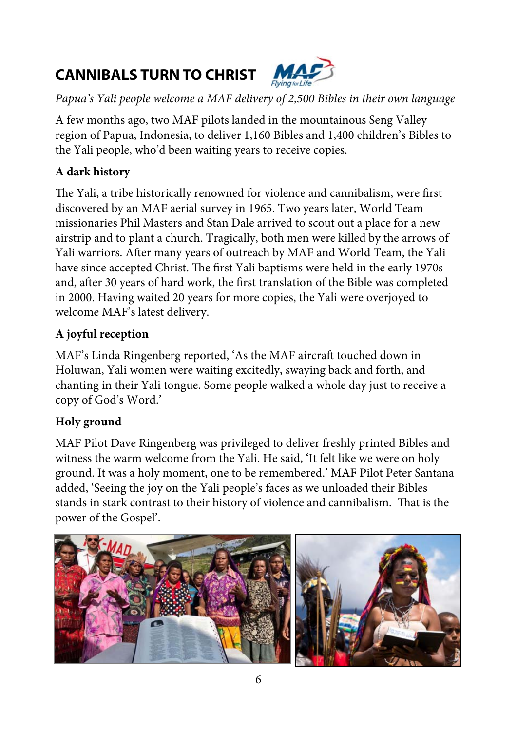# CANNIBALS TURN TO CHRIST

*Papua's Yali people welcome a MAF delivery of 2,500 Bibles in their own language*

A few months ago, two MAF pilots landed in the mountainous Seng Valley region of Papua, Indonesia, to deliver 1,160 Bibles and 1,400 children's Bibles to the Yali people, who'd been waiting years to receive copies.

**A dark history**

The Yali, a tribe historically renowned for violence and cannibalism, were first discovered by an MAF aerial survey in 1965. Two years later, World Team missionaries Phil Masters and Stan Dale arrived to scout out a place for a new airstrip and to plant a church. Tragically, both men were killed by the arrows of Yali warriors. After many years of outreach by MAF and World Team, the Yali have since accepted Christ. The first Yali baptisms were held in the early 1970s and, after 30 years of hard work, the first translation of the Bible was completed in 2000. Having waited 20 years for more copies, the Yali were overjoyed to welcome MAF's latest delivery.

**A joyful reception**

MAF's Linda Ringenberg reported, 'As the MAF aircraft touched down in Holuwan, Yali women were waiting excitedly, swaying back and forth, and chanting in their Yali tongue. Some people walked a whole day just to receive a copy of God's Word.'

**Holy ground**

MAF Pilot Dave Ringenberg was privileged to deliver freshly printed Bibles and witness the warm welcome from the Yali. He said, 'It felt like we were on holy ground. It was a holy moment, one to be remembered.' MAF Pilot Peter Santana added, 'Seeing the joy on the Yali people's faces as we unloaded their Bibles stands in stark contrast to their history of violence and cannibalism. That is the power of the Gospel'.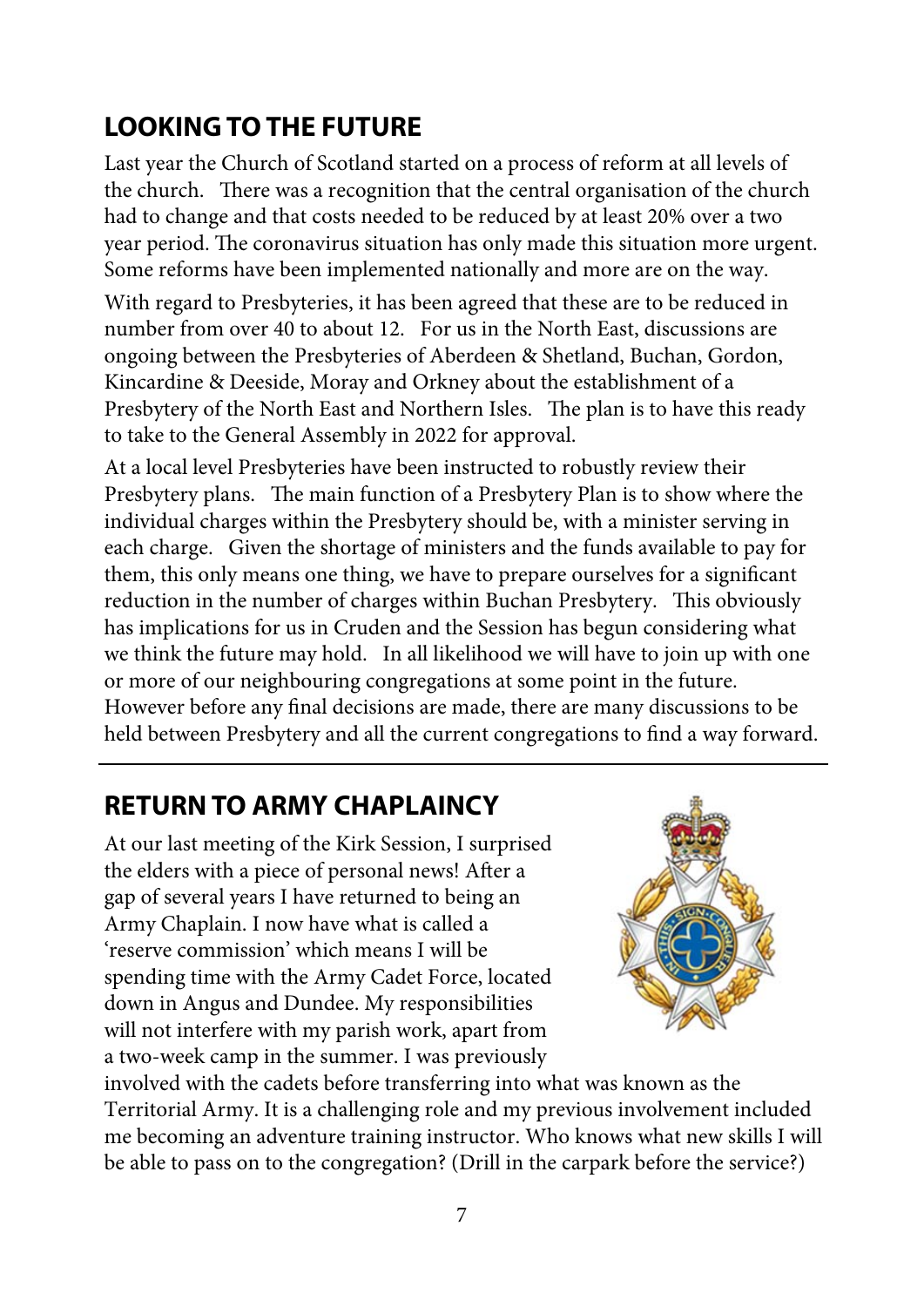## LOOKING TO THE FUTURE

Last year the Church of Scotland started on a process of reform at all levels of the church. There was a recognition that the central organisation of the church had to change and that costs needed to be reduced by at least 20% over a two year period. The coronavirus situation has only made this situation more urgent. Some reforms have been implemented nationally and more are on the way.

With regard to Presbyteries, it has been agreed that these are to be reduced in number from over 40 to about 12. For us in the North East, discussions are ongoing between the Presbyteries of Aberdeen & Shetland, Buchan, Gordon, Kincardine & Deeside, Moray and Orkney about the establishment of a Presbytery of the North East and Northern Isles. The plan is to have this ready to take to the General Assembly in 2022 for approval.

At a local level Presbyteries have been instructed to robustly review their Presbytery plans. The main function of a Presbytery Plan is to show where the individual charges within the Presbytery should be, with a minister serving in each charge. Given the shortage of ministers and the funds available to pay for them, this only means one thing, we have to prepare ourselves for a significant reduction in the number of charges within Buchan Presbytery. This obviously has implications for us in Cruden and the Session has begun considering what we think the future may hold. In all likelihood we will have to join up with one or more of our neighbouring congregations at some point in the future. However before any final decisions are made, there are many discussions to be held between Presbytery and all the current congregations to find a way forward.

## RETURN TO ARMY CHAPLAINCY

At our last meeting of the Kirk Session, I surprised the elders with a piece of personal news! After a gap of several years I have returned to being an Army Chaplain. I now have what is called a 'reserve commission' which means I will be spending time with the Army Cadet Force, located down in Angus and Dundee. My responsibilities will not interfere with my parish work, apart from a two-week camp in the summer. I was previously involved with the cadets before transferring into what was known as the Territorial Army. It is a challenging role and my previous involvement included me becoming an adventure training instructor. Who knows what new skills I will be able to pass on to the congregation? (Drill in the carpark before the service?)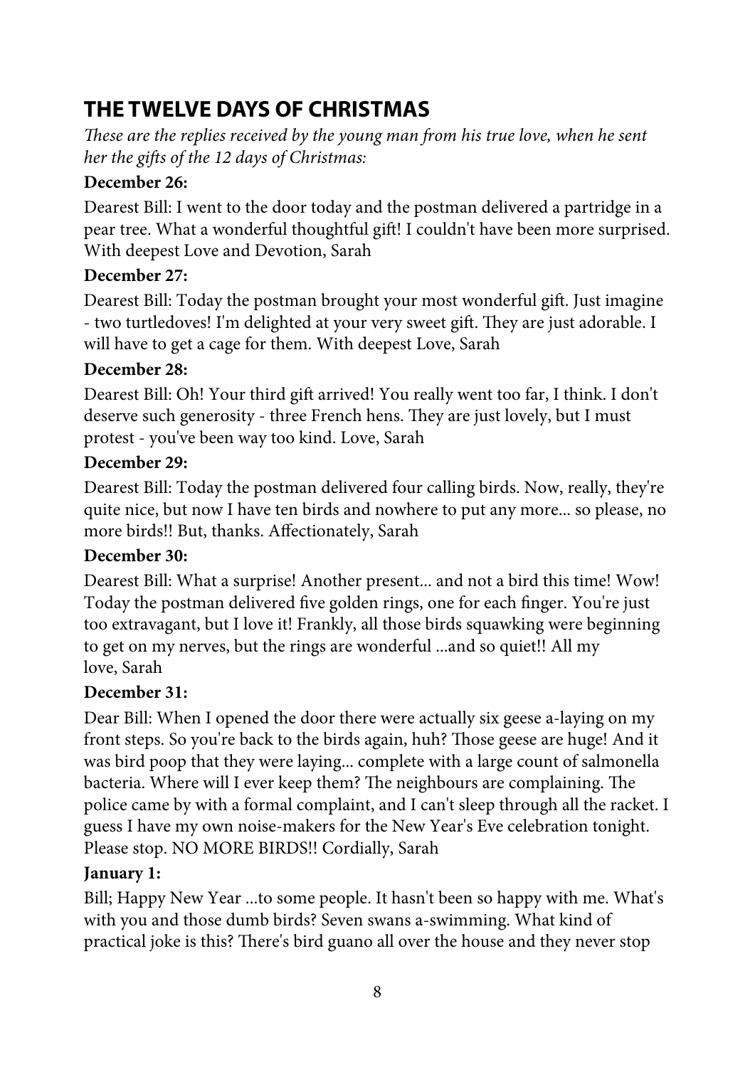# THE TWELVE DAYS OF CHRISTMAS

*These are the replies received by the young man from his true love, when he sent her the gifts of the 12 days of Christmas:*

**December 26:**

Dearest Bill: I went to the door today and the postman delivered a partridge in a pear tree. What a wonderful thoughtful gift! I couldn't have been more surprised. With deepest Love and Devotion, Sarah

**December 27:**

Dearest Bill: Today the postman brought your most wonderful gift. Just imagine - two turtledoves! I'm delighted at your very sweet gift. They are just adorable. I will have to get a cage for them. With deepest Love, Sarah

**December 28:**

Dearest Bill: Oh! Your third gift arrived! You really went too far, I think. I don't deserve such generosity - three French hens. They are just lovely, but I must protest - you've been way too kind. Love, Sarah

**December 29:**

Dearest Bill: Today the postman delivered four calling birds. Now, really, they're quite nice, but now I have ten birds and nowhere to put any more... so please, no more birds!! But, thanks. Affectionately, Sarah

**December 30:**

Dearest Bill: What a surprise! Another present... and not a bird this time! Wow! Today the postman delivered five golden rings, one for each finger. You're just too extravagant, but I love it! Frankly, all those birds squawking were beginning to get on my nerves, but the rings are wonderful ...and so quiet!! All my love, Sarah

**December 31:**

Dear Bill: When I opened the door there were actually six geese a-laying on my front steps. So you're back to the birds again, huh? Those geese are huge! And it was bird poop that they were laying... complete with a large count of salmonella bacteria. Where will I ever keep them? The neighbours are complaining. The police came by with a formal complaint, and I can't sleep through all the racket. I guess I have my own noise-makers for the New Year's Eve celebration tonight. Please stop. NO MORE BIRDS!! Cordially, Sarah

**January 1:**

Bill; Happy New Year ...to some people. It hasn't been so happy with me. What's with you and those dumb birds? Seven swans a-swimming. What kind of practical joke is this? There's bird guano all over the house and they never stop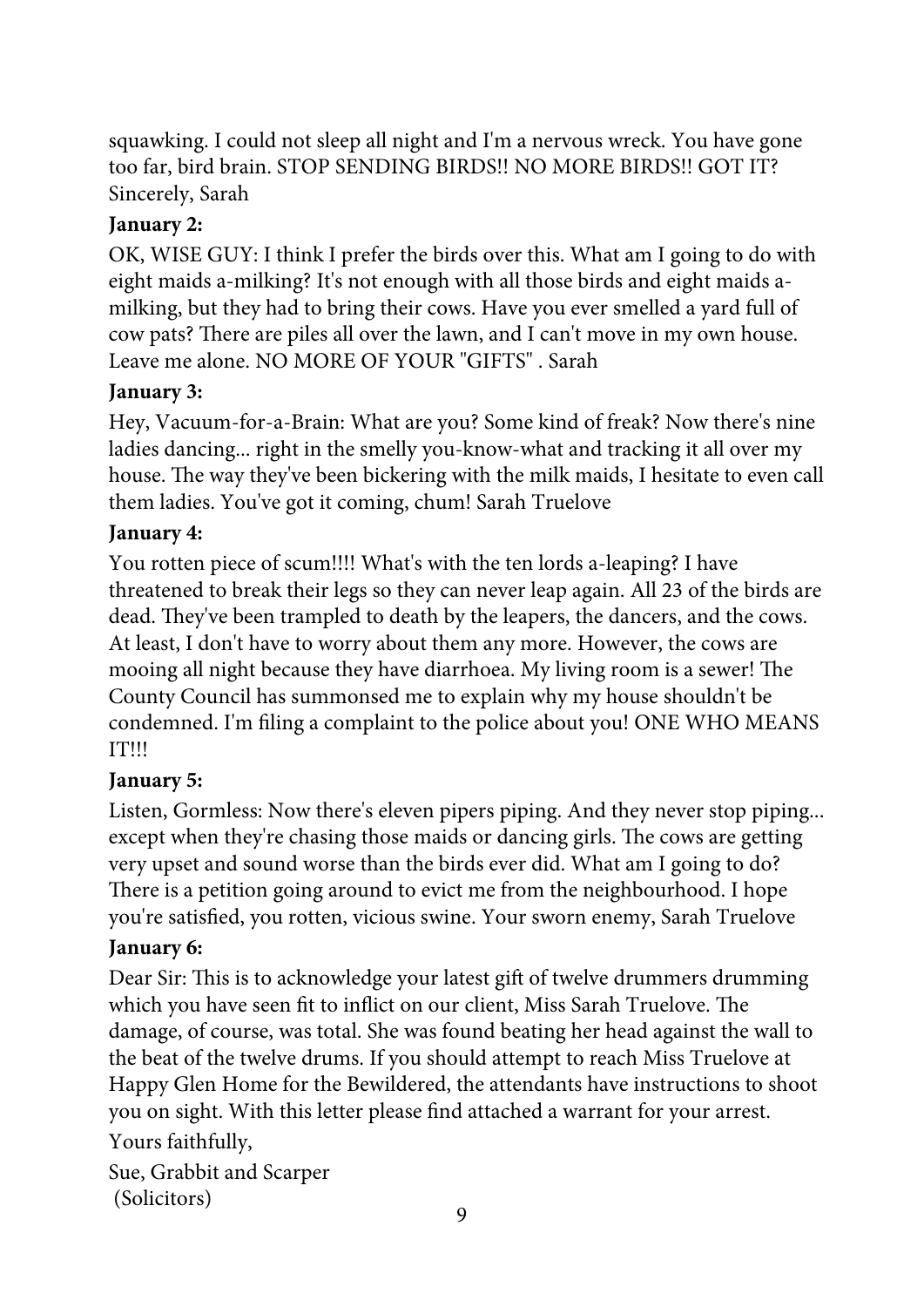squawking. I could not sleep all night and I'm a nervous wreck. You have gone too far, bird brain. STOP SENDING BIRDS!! NO MORE BIRDS!! GOT IT? Sincerely, Sarah

**January 2:**

OK, WISE GUY: I think I prefer the birds over this. What am I going to do with eight maids a-milking? It's not enough with all those birds and eight maids a-milking, but they had to bring their cows. Have you ever smelled a yard full of cow pats? There are piles all over the lawn, and I can't move in my own house. Leave me alone. NO MORE OF YOUR "GIFTS" . Sarah

**January 3:**

Hey, Vacuum-for-a-Brain: What are you? Some kind of freak? Now there's nine ladies dancing... right in the smelly you-know-what and tracking it all over my house. The way they've been bickering with the milk maids, I hesitate to even call them ladies. You've got it coming, chum! Sarah Truelove

**January 4:**

You rotten piece of scum!!!! What's with the ten lords a-leaping? I have threatened to break their legs so they can never leap again. All 23 of the birds are dead. They've been trampled to death by the leapers, the dancers, and the cows. At least, I don't have to worry about them any more. However, the cows are mooing all night because they have diarrhoea. My living room is a sewer! The County Council has summonsed me to explain why my house shouldn't be condemned. I'm filing a complaint to the police about you! ONE WHO MEANS IT!!!

**January 5:**

Listen, Gormless: Now there's eleven pipers piping. And they never stop piping... except when they're chasing those maids or dancing girls. The cows are getting very upset and sound worse than the birds ever did. What am I going to do? There is a petition going around to evict me from the neighbourhood. I hope you're satisfied, you rotten, vicious swine. Your sworn enemy, Sarah Truelove

**January 6:**

Dear Sir: This is to acknowledge your latest gift of twelve drummers drumming which you have seen fit to inflict on our client, Miss Sarah Truelove. The damage, of course, was total. She was found beating her head against the wall to the beat of the twelve drums. If you should attempt to reach Miss Truelove at Happy Glen Home for the Bewildered, the attendants have instructions to shoot you on sight. With this letter please find attached a warrant for your arrest.

Yours faithfully,

Sue, Grabbit and Scarper
(Solicitors)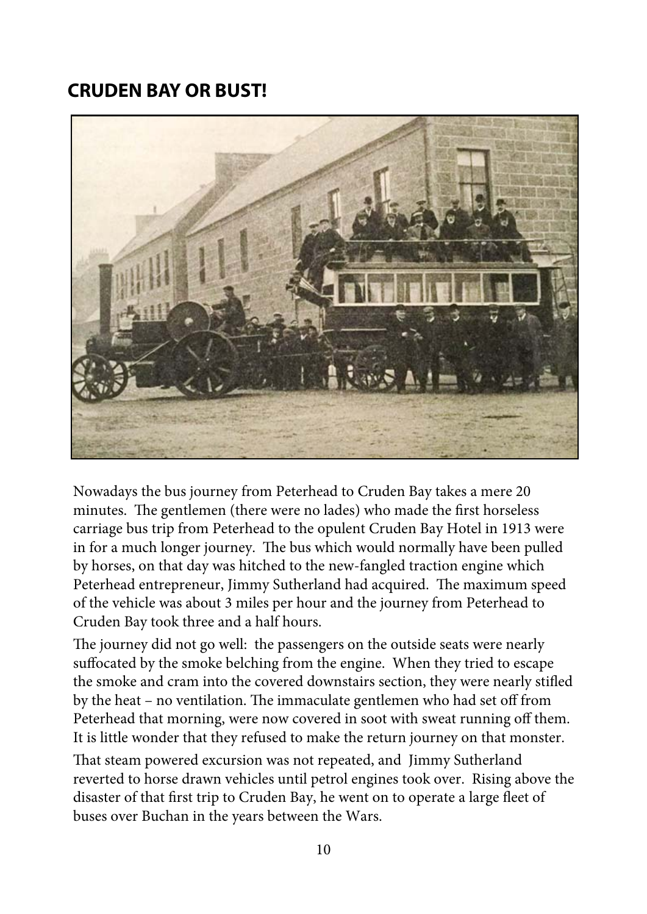## CRUDEN BAY OR BUST!

Nowadays the bus journey from Peterhead to Cruden Bay takes a mere 20 minutes. The gentlemen (there were no lades) who made the first horseless carriage bus trip from Peterhead to the opulent Cruden Bay Hotel in 1913 were in for a much longer journey. The bus which would normally have been pulled by horses, on that day was hitched to the new-fangled traction engine which Peterhead entrepreneur, Jimmy Sutherland had acquired. The maximum speed of the vehicle was about 3 miles per hour and the journey from Peterhead to Cruden Bay took three and a half hours.

The journey did not go well: the passengers on the outside seats were nearly suffocated by the smoke belching from the engine. When they tried to escape the smoke and cram into the covered downstairs section, they were nearly stifled by the heat – no ventilation. The immaculate gentlemen who had set off from Peterhead that morning, were now covered in soot with sweat running off them. It is little wonder that they refused to make the return journey on that monster.

That steam powered excursion was not repeated, and Jimmy Sutherland reverted to horse drawn vehicles until petrol engines took over. Rising above the disaster of that first trip to Cruden Bay, he went on to operate a large fleet of buses over Buchan in the years between the Wars.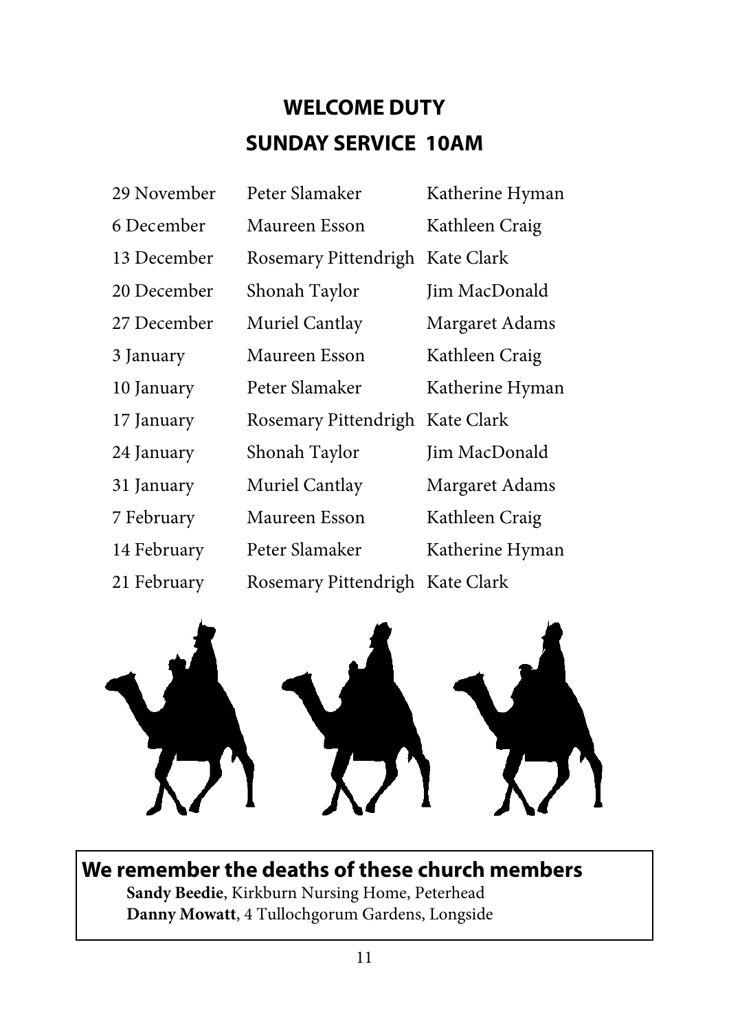## WELCOME DUTY

## SUNDAY SERVICE 10AM

| | | |
|---|---|---|
| 29 November | Peter Slamaker | Katherine Hyman |
| 6 December | Maureen Esson | Kathleen Craig |
| 13 December | Rosemary Pittendrigh | Kate Clark |
| 20 December | Shonah Taylor | Jim MacDonald |
| 27 December | Muriel Cantlay | Margaret Adams |
| 3 January | Maureen Esson | Kathleen Craig |
| 10 January | Peter Slamaker | Katherine Hyman |
| 17 January | Rosemary Pittendrigh | Kate Clark |
| 24 January | Shonah Taylor | Jim MacDonald |
| 31 January | Muriel Cantlay | Margaret Adams |
| 7 February | Maureen Esson | Kathleen Craig |
| 14 February | Peter Slamaker | Katherine Hyman |
| 21 February | Rosemary Pittendrigh | Kate Clark |

### We remember the deaths of these church members

**Sandy Beedie**, Kirkburn Nursing Home, Peterhead
**Danny Mowatt**, 4 Tullochgorum Gardens, Longside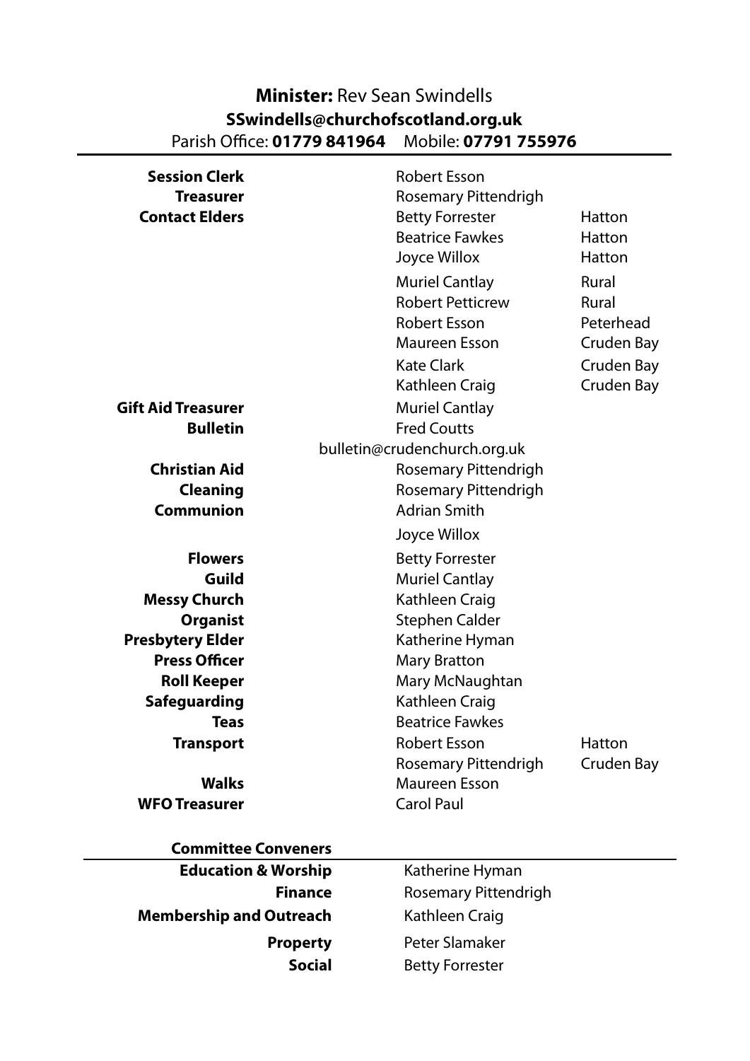**Minister:** Rev Sean Swindells
**SSwindells@churchofscotland.org.uk**
Parish Office: **01779 841964** Mobile: **07791 755976**

---

| | | |
|---|---|---|
| **Session Clerk** | Robert Esson | |
| **Treasurer** | Rosemary Pittendrigh | |
| **Contact Elders** | Betty Forrester | Hatton |
| | Beatrice Fawkes | Hatton |
| | Joyce Willox | Hatton |
| | Muriel Cantlay | Rural |
| | Robert Petticrew | Rural |
| | Robert Esson | Peterhead |
| | Maureen Esson | Cruden Bay |
| | Kate Clark | Cruden Bay |
| | Kathleen Craig | Cruden Bay |
| **Gift Aid Treasurer** | Muriel Cantlay | |
| **Bulletin** | Fred Coutts | |
| | bulletin@crudenchurch.org.uk | |
| **Christian Aid** | Rosemary Pittendrigh | |
| **Cleaning** | Rosemary Pittendrigh | |
| **Communion** | Adrian Smith | |
| | Joyce Willox | |
| **Flowers** | Betty Forrester | |
| **Guild** | Muriel Cantlay | |
| **Messy Church** | Kathleen Craig | |
| **Organist** | Stephen Calder | |
| **Presbytery Elder** | Katherine Hyman | |
| **Press Officer** | Mary Bratton | |
| **Roll Keeper** | Mary McNaughtan | |
| **Safeguarding** | Kathleen Craig | |
| **Teas** | Beatrice Fawkes | |
| **Transport** | Robert Esson | Hatton |
| | Rosemary Pittendrigh | Cruden Bay |
| **Walks** | Maureen Esson | |
| **WFO Treasurer** | Carol Paul | |

**Committee Conveners**

| | |
|---|---|
| **Education & Worship** | Katherine Hyman |
| **Finance** | Rosemary Pittendrigh |
| **Membership and Outreach** | Kathleen Craig |
| **Property** | Peter Slamaker |
| **Social** | Betty Forrester |